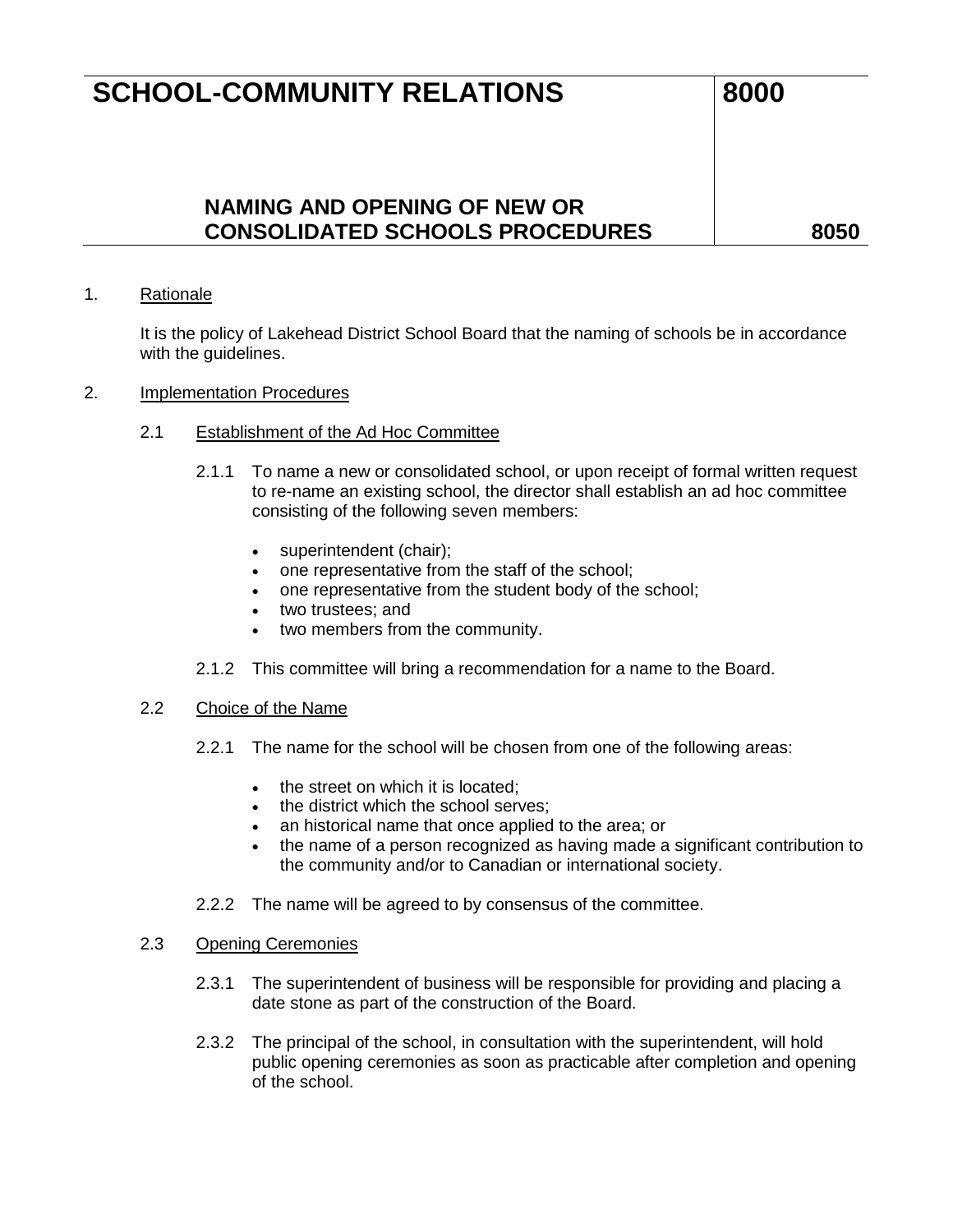# SCHOOL-COMMUNITY RELATIONS 8000

## NAMING AND OPENING OF NEW OR CONSOLIDATED SCHOOLS PROCEDURES 8050

1. Rationale

   It is the policy of Lakehead District School Board that the naming of schools be in accordance with the guidelines.

2. Implementation Procedures

   2.1 Establishment of the Ad Hoc Committee

   2.1.1 To name a new or consolidated school, or upon receipt of formal written request to re-name an existing school, the director shall establish an ad hoc committee consisting of the following seven members:

   - superintendent (chair);
   - one representative from the staff of the school;
   - one representative from the student body of the school;
   - two trustees; and
   - two members from the community.

   2.1.2 This committee will bring a recommendation for a name to the Board.

   2.2 Choice of the Name

   2.2.1 The name for the school will be chosen from one of the following areas:

   - the street on which it is located;
   - the district which the school serves;
   - an historical name that once applied to the area; or
   - the name of a person recognized as having made a significant contribution to the community and/or to Canadian or international society.

   2.2.2 The name will be agreed to by consensus of the committee.

   2.3 Opening Ceremonies

   2.3.1 The superintendent of business will be responsible for providing and placing a date stone as part of the construction of the Board.

   2.3.2 The principal of the school, in consultation with the superintendent, will hold public opening ceremonies as soon as practicable after completion and opening of the school.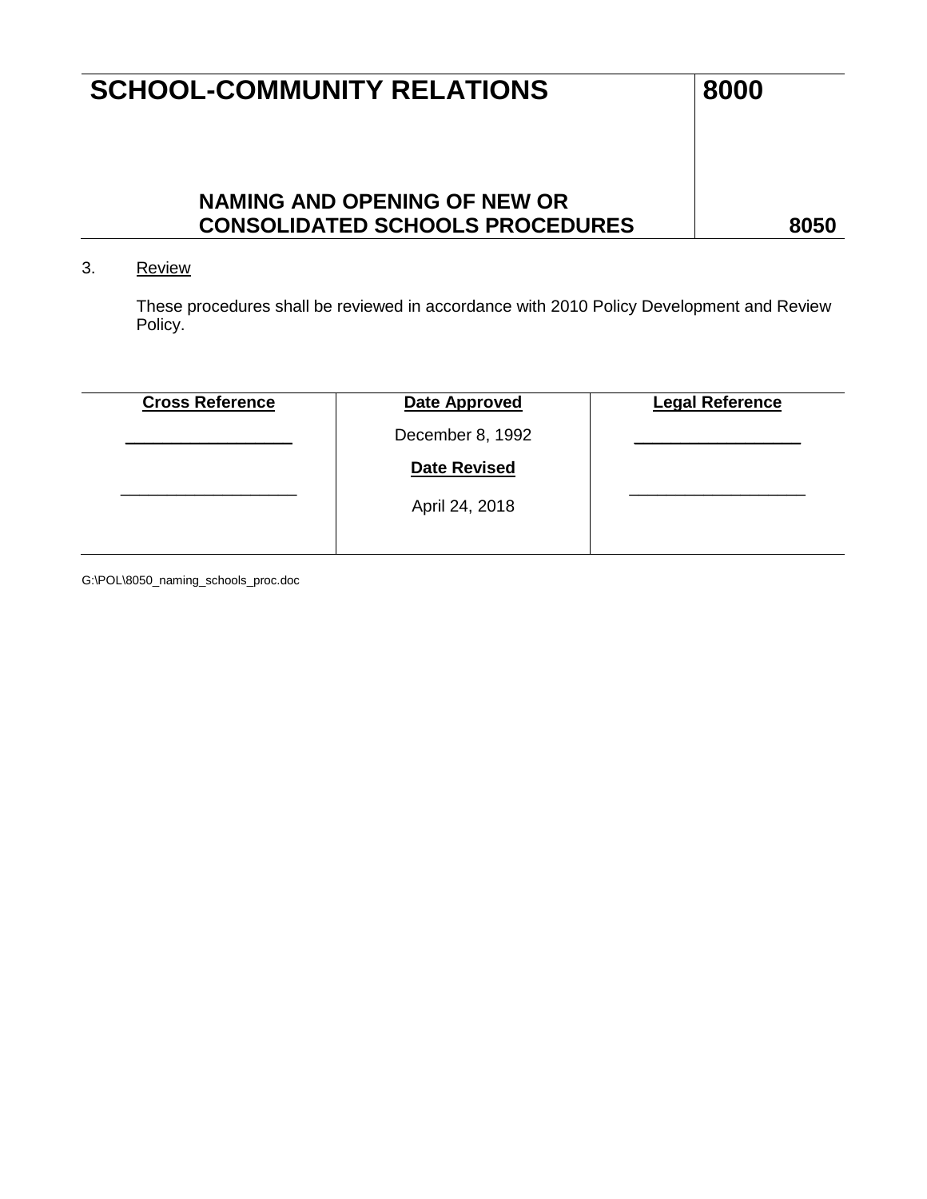3. Review

   These procedures shall be reviewed in accordance with 2010 Policy Development and Review Policy.

| **Cross Reference** | **Date Approved** | **Legal Reference** |
|---|---|---|
| | December 8, 1992 | |
| | **Date Revised** | |
| | April 24, 2018 | |

G:\POL\8050_naming_schools_proc.doc